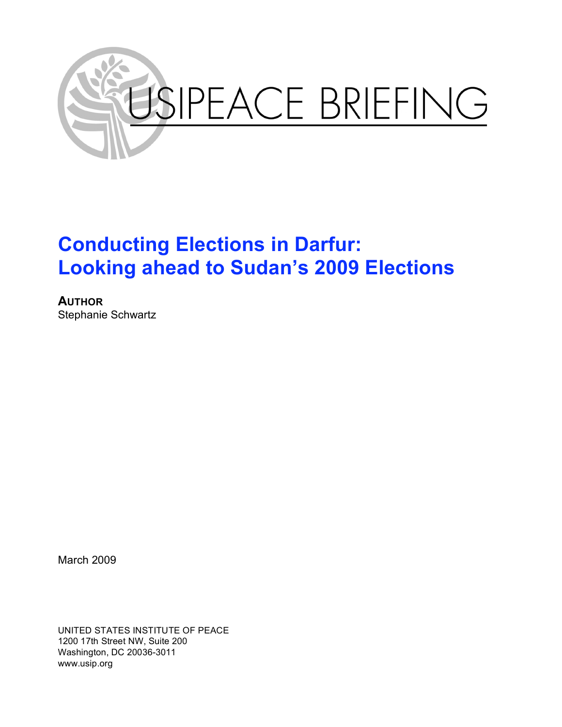# USIPEACE BRIEFING

# Conducting Elections in Darfur: Looking ahead to Sudan's 2009 Elections

**AUTHOR**
Stephanie Schwartz

March 2009

UNITED STATES INSTITUTE OF PEACE
1200 17th Street NW, Suite 200
Washington, DC 20036-3011
www.usip.org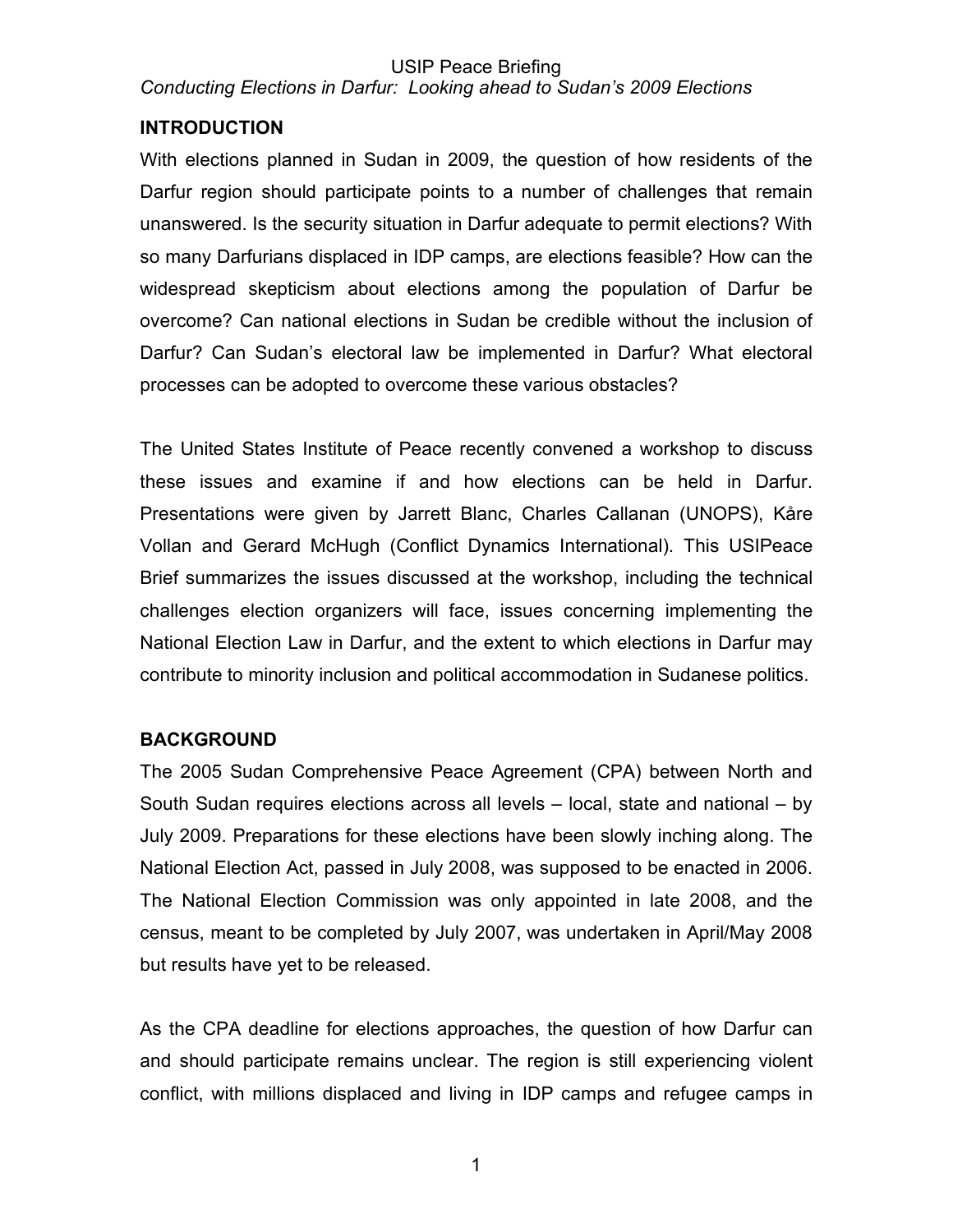## INTRODUCTION

With elections planned in Sudan in 2009, the question of how residents of the Darfur region should participate points to a number of challenges that remain unanswered. Is the security situation in Darfur adequate to permit elections? With so many Darfurians displaced in IDP camps, are elections feasible? How can the widespread skepticism about elections among the population of Darfur be overcome? Can national elections in Sudan be credible without the inclusion of Darfur? Can Sudan's electoral law be implemented in Darfur? What electoral processes can be adopted to overcome these various obstacles?

The United States Institute of Peace recently convened a workshop to discuss these issues and examine if and how elections can be held in Darfur. Presentations were given by Jarrett Blanc, Charles Callanan (UNOPS), Kåre Vollan and Gerard McHugh (Conflict Dynamics International). This USIPeace Brief summarizes the issues discussed at the workshop, including the technical challenges election organizers will face, issues concerning implementing the National Election Law in Darfur, and the extent to which elections in Darfur may contribute to minority inclusion and political accommodation in Sudanese politics.

## BACKGROUND

The 2005 Sudan Comprehensive Peace Agreement (CPA) between North and South Sudan requires elections across all levels – local, state and national – by July 2009. Preparations for these elections have been slowly inching along. The National Election Act, passed in July 2008, was supposed to be enacted in 2006. The National Election Commission was only appointed in late 2008, and the census, meant to be completed by July 2007, was undertaken in April/May 2008 but results have yet to be released.

As the CPA deadline for elections approaches, the question of how Darfur can and should participate remains unclear. The region is still experiencing violent conflict, with millions displaced and living in IDP camps and refugee camps in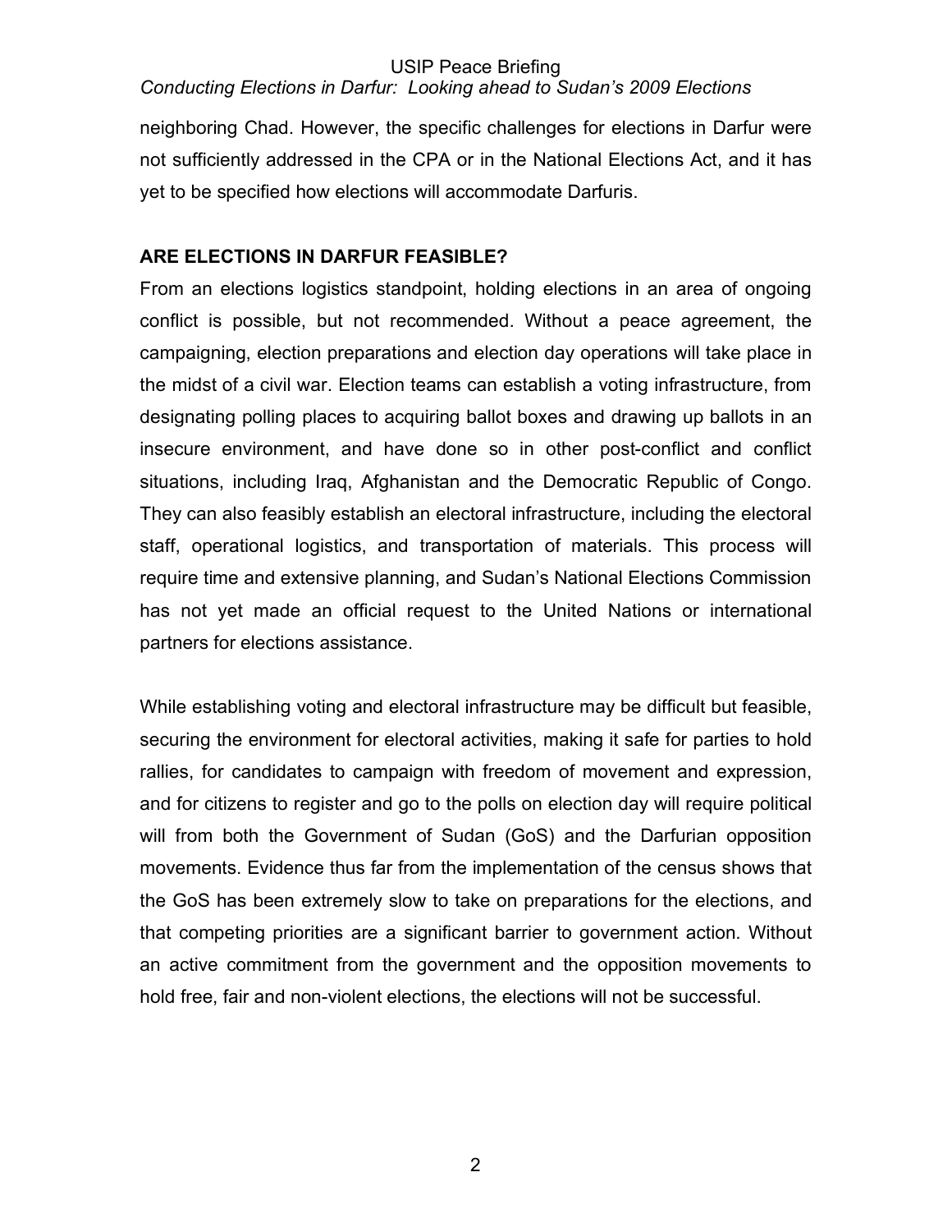neighboring Chad. However, the specific challenges for elections in Darfur were not sufficiently addressed in the CPA or in the National Elections Act, and it has yet to be specified how elections will accommodate Darfuris.

## ARE ELECTIONS IN DARFUR FEASIBLE?

From an elections logistics standpoint, holding elections in an area of ongoing conflict is possible, but not recommended. Without a peace agreement, the campaigning, election preparations and election day operations will take place in the midst of a civil war. Election teams can establish a voting infrastructure, from designating polling places to acquiring ballot boxes and drawing up ballots in an insecure environment, and have done so in other post-conflict and conflict situations, including Iraq, Afghanistan and the Democratic Republic of Congo. They can also feasibly establish an electoral infrastructure, including the electoral staff, operational logistics, and transportation of materials. This process will require time and extensive planning, and Sudan's National Elections Commission has not yet made an official request to the United Nations or international partners for elections assistance.

While establishing voting and electoral infrastructure may be difficult but feasible, securing the environment for electoral activities, making it safe for parties to hold rallies, for candidates to campaign with freedom of movement and expression, and for citizens to register and go to the polls on election day will require political will from both the Government of Sudan (GoS) and the Darfurian opposition movements. Evidence thus far from the implementation of the census shows that the GoS has been extremely slow to take on preparations for the elections, and that competing priorities are a significant barrier to government action. Without an active commitment from the government and the opposition movements to hold free, fair and non-violent elections, the elections will not be successful.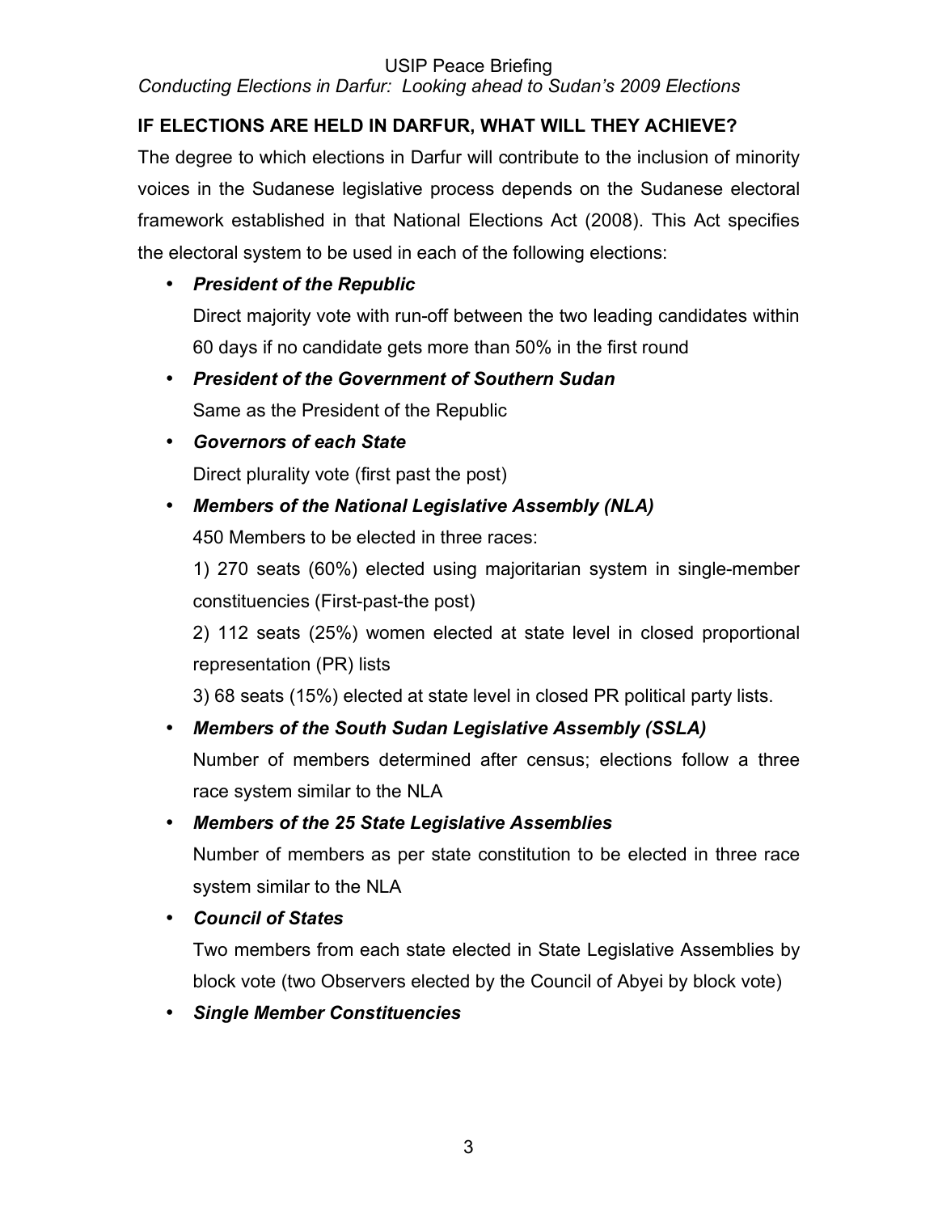## IF ELECTIONS ARE HELD IN DARFUR, WHAT WILL THEY ACHIEVE?

The degree to which elections in Darfur will contribute to the inclusion of minority voices in the Sudanese legislative process depends on the Sudanese electoral framework established in that National Elections Act (2008). This Act specifies the electoral system to be used in each of the following elections:

- ***President of the Republic***
  
  Direct majority vote with run-off between the two leading candidates within 60 days if no candidate gets more than 50% in the first round

- ***President of the Government of Southern Sudan***
  
  Same as the President of the Republic

- ***Governors of each State***
  
  Direct plurality vote (first past the post)

- ***Members of the National Legislative Assembly (NLA)***
  
  450 Members to be elected in three races:
  
  1) 270 seats (60%) elected using majoritarian system in single-member constituencies (First-past-the post)
  
  2) 112 seats (25%) women elected at state level in closed proportional representation (PR) lists
  
  3) 68 seats (15%) elected at state level in closed PR political party lists.

- ***Members of the South Sudan Legislative Assembly (SSLA)***
  
  Number of members determined after census; elections follow a three race system similar to the NLA

- ***Members of the 25 State Legislative Assemblies***
  
  Number of members as per state constitution to be elected in three race system similar to the NLA

- ***Council of States***
  
  Two members from each state elected in State Legislative Assemblies by block vote (two Observers elected by the Council of Abyei by block vote)

- ***Single Member Constituencies***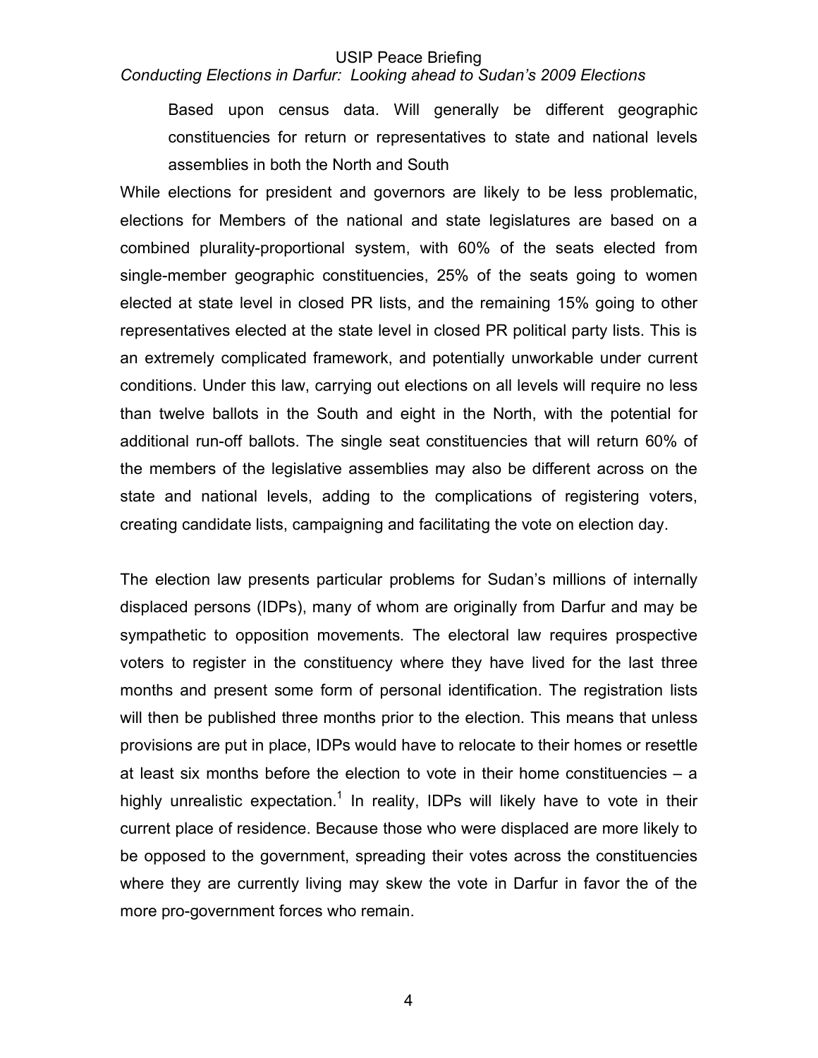Based upon census data. Will generally be different geographic constituencies for return or representatives to state and national levels assemblies in both the North and South

While elections for president and governors are likely to be less problematic, elections for Members of the national and state legislatures are based on a combined plurality-proportional system, with 60% of the seats elected from single-member geographic constituencies, 25% of the seats going to women elected at state level in closed PR lists, and the remaining 15% going to other representatives elected at the state level in closed PR political party lists. This is an extremely complicated framework, and potentially unworkable under current conditions. Under this law, carrying out elections on all levels will require no less than twelve ballots in the South and eight in the North, with the potential for additional run-off ballots. The single seat constituencies that will return 60% of the members of the legislative assemblies may also be different across on the state and national levels, adding to the complications of registering voters, creating candidate lists, campaigning and facilitating the vote on election day.

The election law presents particular problems for Sudan's millions of internally displaced persons (IDPs), many of whom are originally from Darfur and may be sympathetic to opposition movements. The electoral law requires prospective voters to register in the constituency where they have lived for the last three months and present some form of personal identification. The registration lists will then be published three months prior to the election. This means that unless provisions are put in place, IDPs would have to relocate to their homes or resettle at least six months before the election to vote in their home constituencies – a highly unrealistic expectation.[1] In reality, IDPs will likely have to vote in their current place of residence. Because those who were displaced are more likely to be opposed to the government, spreading their votes across the constituencies where they are currently living may skew the vote in Darfur in favor the of the more pro-government forces who remain.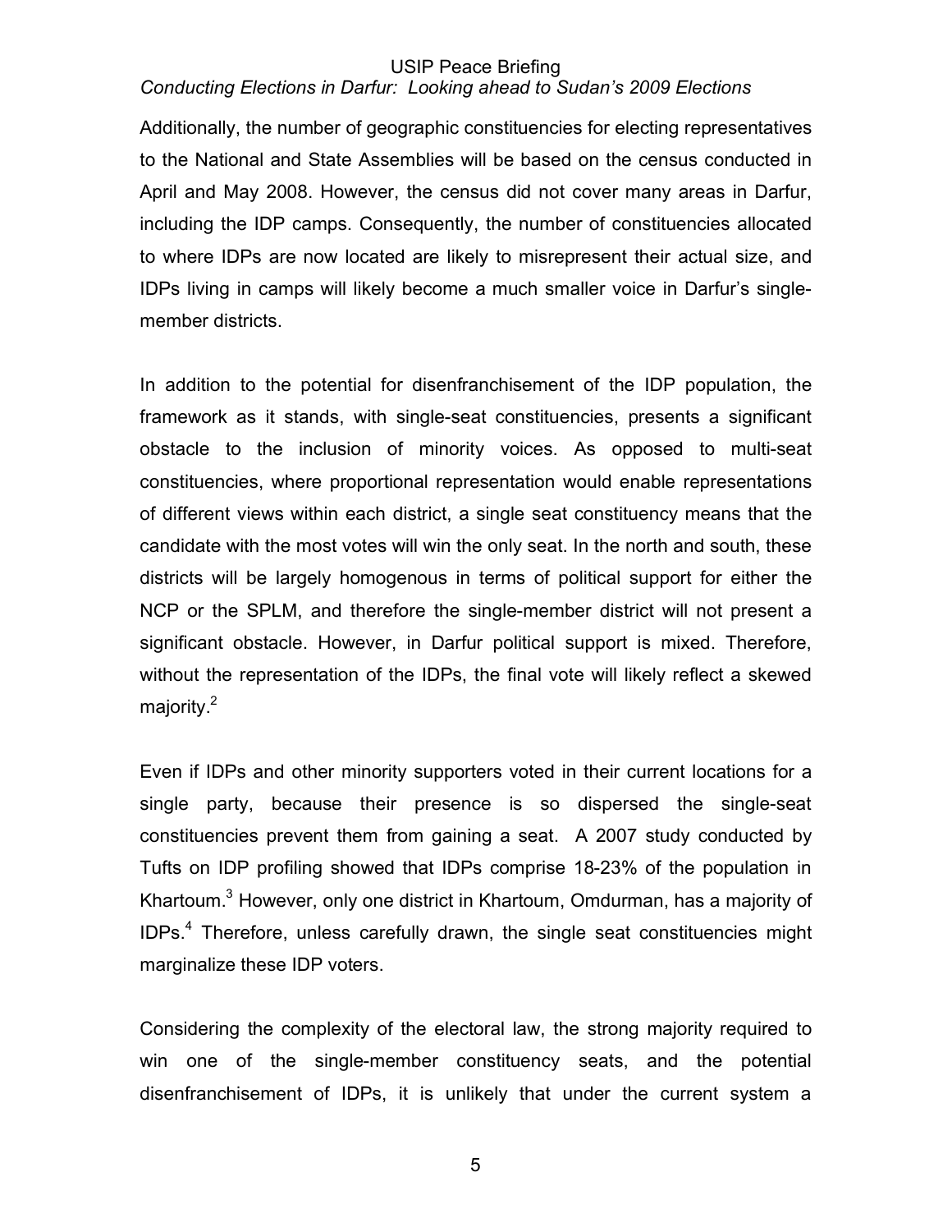Additionally, the number of geographic constituencies for electing representatives to the National and State Assemblies will be based on the census conducted in April and May 2008. However, the census did not cover many areas in Darfur, including the IDP camps. Consequently, the number of constituencies allocated to where IDPs are now located are likely to misrepresent their actual size, and IDPs living in camps will likely become a much smaller voice in Darfur's single-member districts.

In addition to the potential for disenfranchisement of the IDP population, the framework as it stands, with single-seat constituencies, presents a significant obstacle to the inclusion of minority voices. As opposed to multi-seat constituencies, where proportional representation would enable representations of different views within each district, a single seat constituency means that the candidate with the most votes will win the only seat. In the north and south, these districts will be largely homogenous in terms of political support for either the NCP or the SPLM, and therefore the single-member district will not present a significant obstacle. However, in Darfur political support is mixed. Therefore, without the representation of the IDPs, the final vote will likely reflect a skewed majority.[2]

Even if IDPs and other minority supporters voted in their current locations for a single party, because their presence is so dispersed the single-seat constituencies prevent them from gaining a seat. A 2007 study conducted by Tufts on IDP profiling showed that IDPs comprise 18-23% of the population in Khartoum.[3] However, only one district in Khartoum, Omdurman, has a majority of IDPs.[4] Therefore, unless carefully drawn, the single seat constituencies might marginalize these IDP voters.

Considering the complexity of the electoral law, the strong majority required to win one of the single-member constituency seats, and the potential disenfranchisement of IDPs, it is unlikely that under the current system a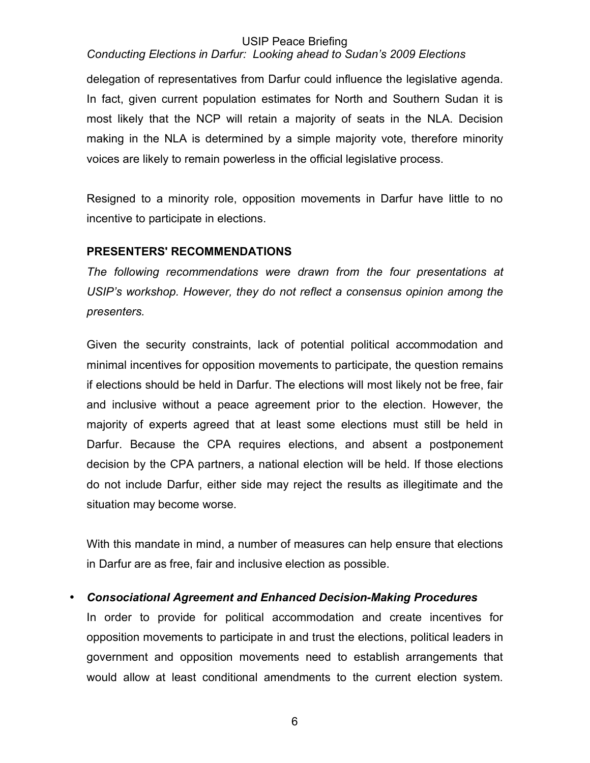delegation of representatives from Darfur could influence the legislative agenda. In fact, given current population estimates for North and Southern Sudan it is most likely that the NCP will retain a majority of seats in the NLA. Decision making in the NLA is determined by a simple majority vote, therefore minority voices are likely to remain powerless in the official legislative process.

Resigned to a minority role, opposition movements in Darfur have little to no incentive to participate in elections.

## PRESENTERS' RECOMMENDATIONS

*The following recommendations were drawn from the four presentations at USIP's workshop. However, they do not reflect a consensus opinion among the presenters.*

Given the security constraints, lack of potential political accommodation and minimal incentives for opposition movements to participate, the question remains if elections should be held in Darfur. The elections will most likely not be free, fair and inclusive without a peace agreement prior to the election. However, the majority of experts agreed that at least some elections must still be held in Darfur. Because the CPA requires elections, and absent a postponement decision by the CPA partners, a national election will be held. If those elections do not include Darfur, either side may reject the results as illegitimate and the situation may become worse.

With this mandate in mind, a number of measures can help ensure that elections in Darfur are as free, fair and inclusive election as possible.

- ***Consociational Agreement and Enhanced Decision-Making Procedures***
  In order to provide for political accommodation and create incentives for opposition movements to participate in and trust the elections, political leaders in government and opposition movements need to establish arrangements that would allow at least conditional amendments to the current election system.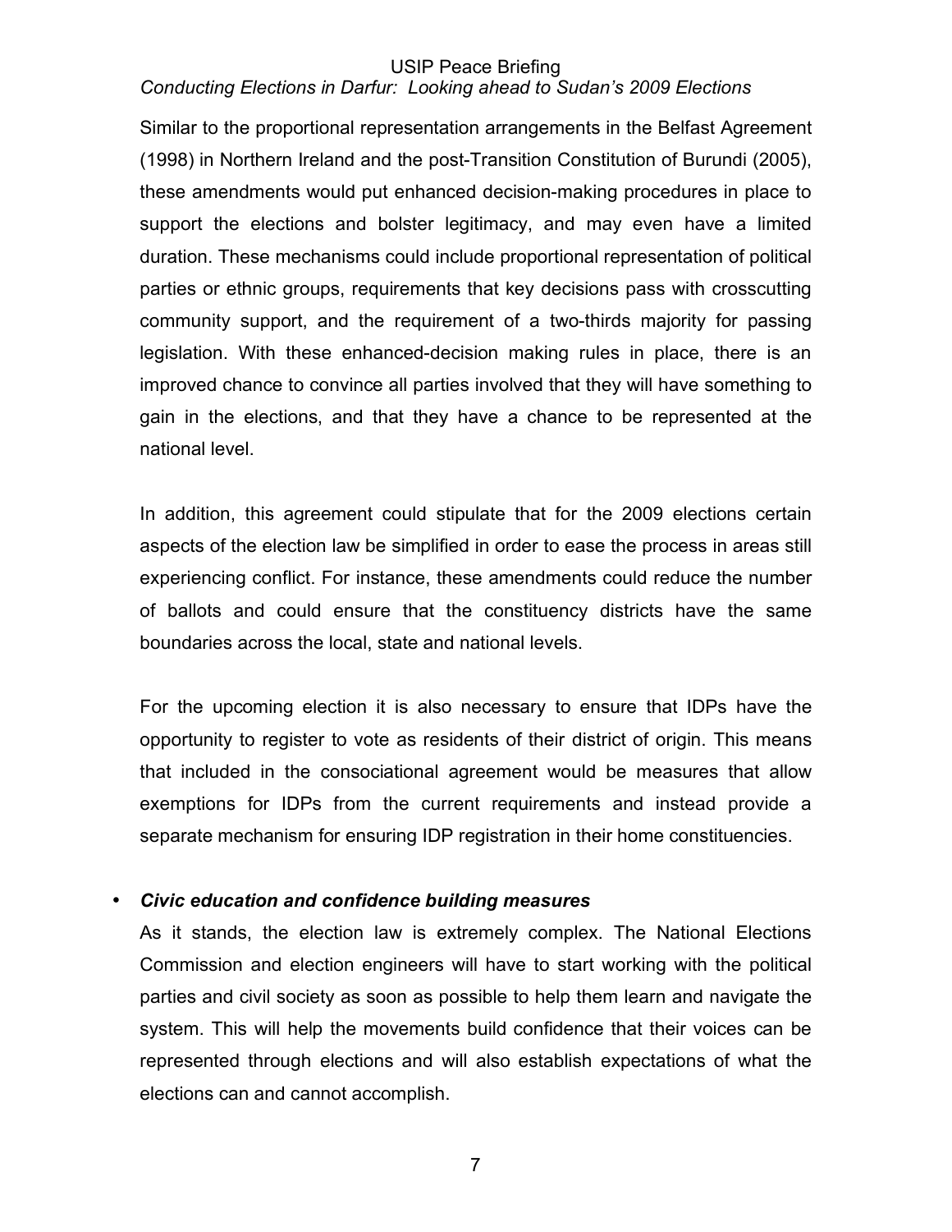Similar to the proportional representation arrangements in the Belfast Agreement (1998) in Northern Ireland and the post-Transition Constitution of Burundi (2005), these amendments would put enhanced decision-making procedures in place to support the elections and bolster legitimacy, and may even have a limited duration. These mechanisms could include proportional representation of political parties or ethnic groups, requirements that key decisions pass with crosscutting community support, and the requirement of a two-thirds majority for passing legislation. With these enhanced-decision making rules in place, there is an improved chance to convince all parties involved that they will have something to gain in the elections, and that they have a chance to be represented at the national level.

In addition, this agreement could stipulate that for the 2009 elections certain aspects of the election law be simplified in order to ease the process in areas still experiencing conflict. For instance, these amendments could reduce the number of ballots and could ensure that the constituency districts have the same boundaries across the local, state and national levels.

For the upcoming election it is also necessary to ensure that IDPs have the opportunity to register to vote as residents of their district of origin. This means that included in the consociational agreement would be measures that allow exemptions for IDPs from the current requirements and instead provide a separate mechanism for ensuring IDP registration in their home constituencies.

- ***Civic education and confidence building measures***

  As it stands, the election law is extremely complex. The National Elections Commission and election engineers will have to start working with the political parties and civil society as soon as possible to help them learn and navigate the system. This will help the movements build confidence that their voices can be represented through elections and will also establish expectations of what the elections can and cannot accomplish.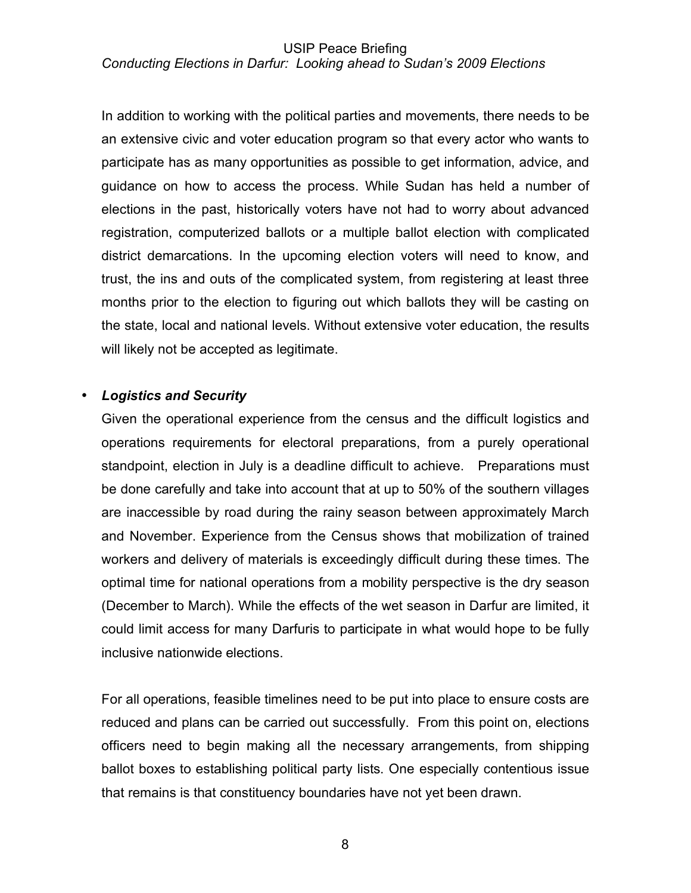In addition to working with the political parties and movements, there needs to be an extensive civic and voter education program so that every actor who wants to participate has as many opportunities as possible to get information, advice, and guidance on how to access the process. While Sudan has held a number of elections in the past, historically voters have not had to worry about advanced registration, computerized ballots or a multiple ballot election with complicated district demarcations. In the upcoming election voters will need to know, and trust, the ins and outs of the complicated system, from registering at least three months prior to the election to figuring out which ballots they will be casting on the state, local and national levels. Without extensive voter education, the results will likely not be accepted as legitimate.

- ***Logistics and Security***

  Given the operational experience from the census and the difficult logistics and operations requirements for electoral preparations, from a purely operational standpoint, election in July is a deadline difficult to achieve. Preparations must be done carefully and take into account that at up to 50% of the southern villages are inaccessible by road during the rainy season between approximately March and November. Experience from the Census shows that mobilization of trained workers and delivery of materials is exceedingly difficult during these times. The optimal time for national operations from a mobility perspective is the dry season (December to March). While the effects of the wet season in Darfur are limited, it could limit access for many Darfuris to participate in what would hope to be fully inclusive nationwide elections.

  For all operations, feasible timelines need to be put into place to ensure costs are reduced and plans can be carried out successfully. From this point on, elections officers need to begin making all the necessary arrangements, from shipping ballot boxes to establishing political party lists. One especially contentious issue that remains is that constituency boundaries have not yet been drawn.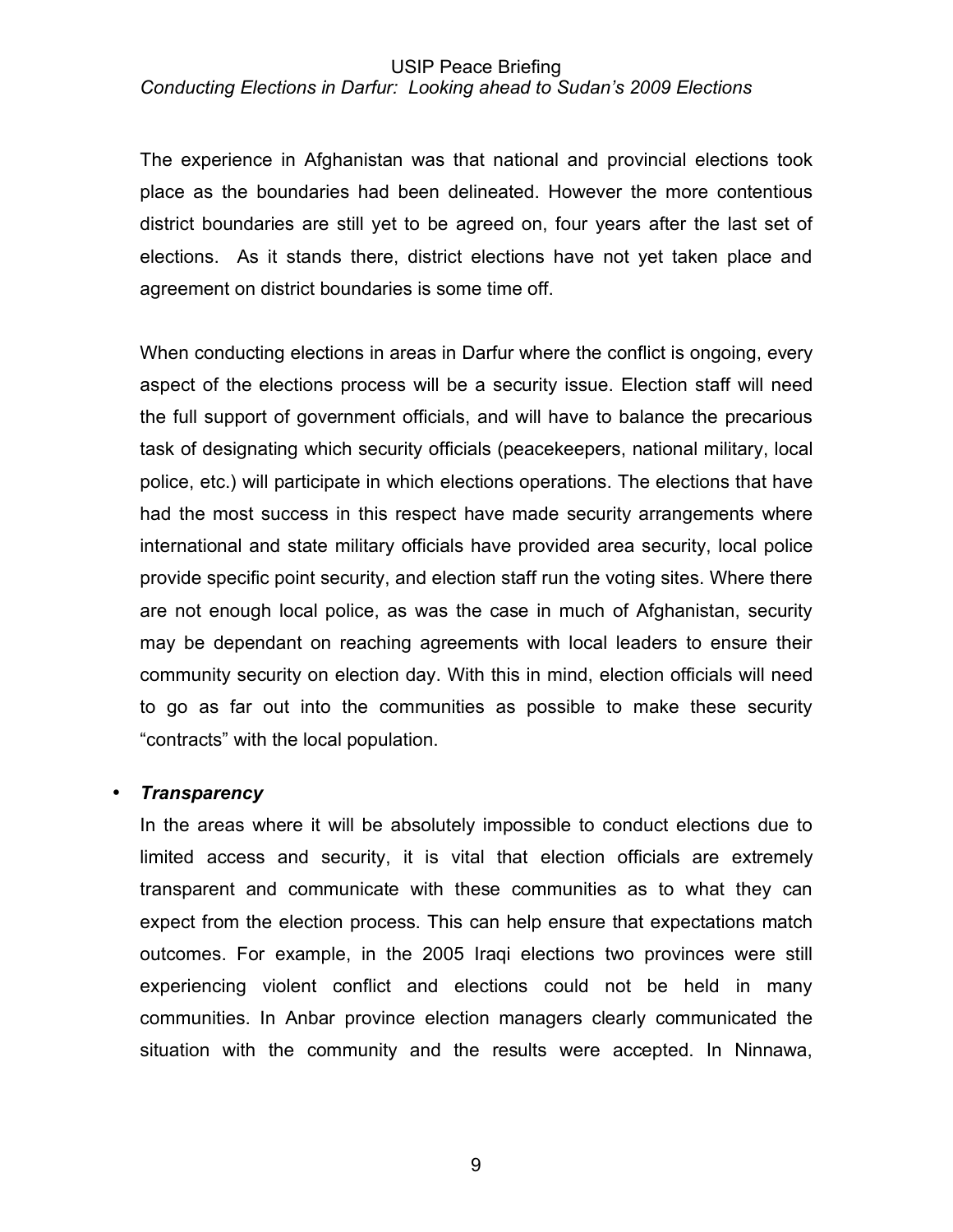The experience in Afghanistan was that national and provincial elections took place as the boundaries had been delineated. However the more contentious district boundaries are still yet to be agreed on, four years after the last set of elections. As it stands there, district elections have not yet taken place and agreement on district boundaries is some time off.

When conducting elections in areas in Darfur where the conflict is ongoing, every aspect of the elections process will be a security issue. Election staff will need the full support of government officials, and will have to balance the precarious task of designating which security officials (peacekeepers, national military, local police, etc.) will participate in which elections operations. The elections that have had the most success in this respect have made security arrangements where international and state military officials have provided area security, local police provide specific point security, and election staff run the voting sites. Where there are not enough local police, as was the case in much of Afghanistan, security may be dependant on reaching agreements with local leaders to ensure their community security on election day. With this in mind, election officials will need to go as far out into the communities as possible to make these security "contracts" with the local population.

- ***Transparency***

  In the areas where it will be absolutely impossible to conduct elections due to limited access and security, it is vital that election officials are extremely transparent and communicate with these communities as to what they can expect from the election process. This can help ensure that expectations match outcomes. For example, in the 2005 Iraqi elections two provinces were still experiencing violent conflict and elections could not be held in many communities. In Anbar province election managers clearly communicated the situation with the community and the results were accepted. In Ninnawa,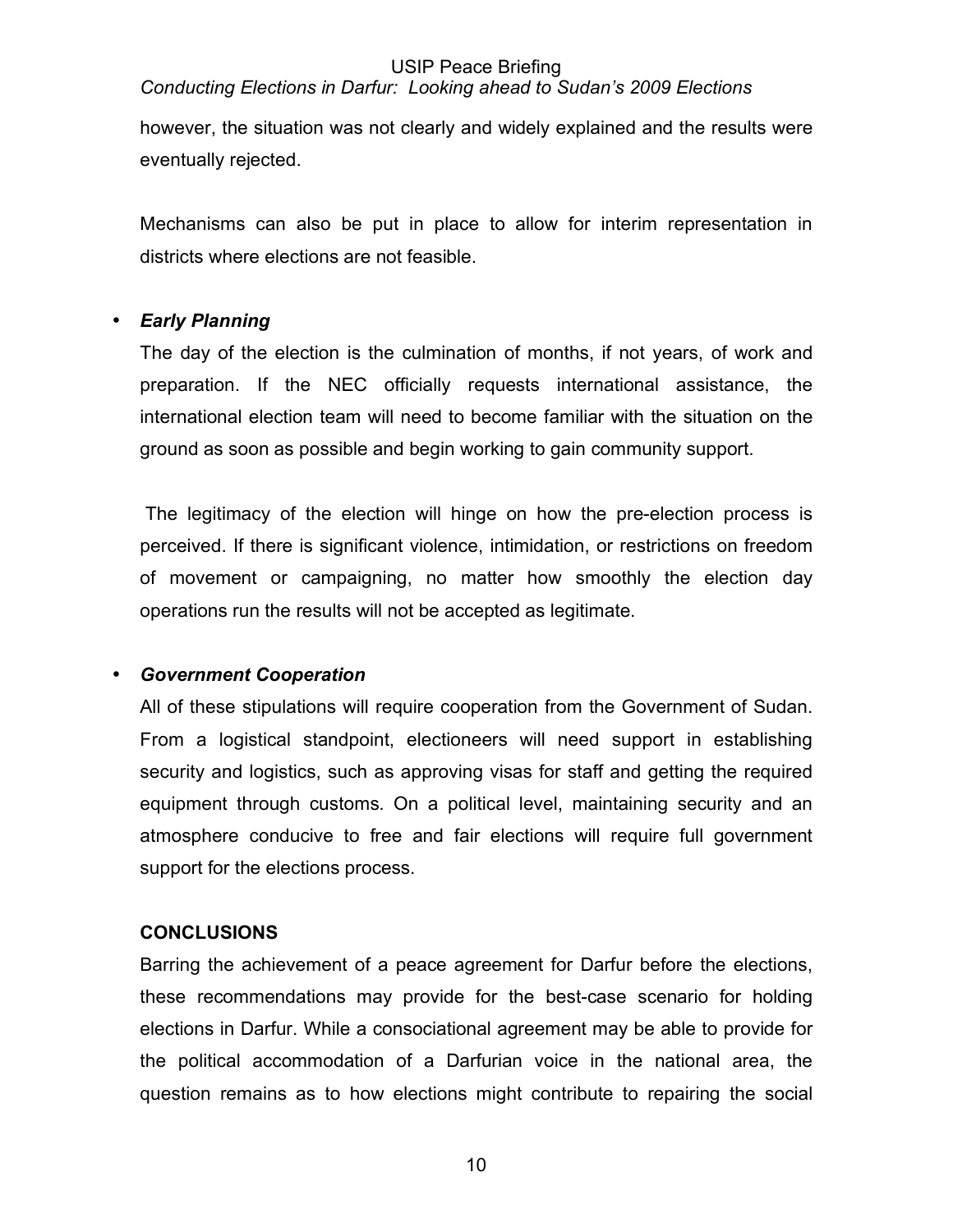however, the situation was not clearly and widely explained and the results were eventually rejected.

Mechanisms can also be put in place to allow for interim representation in districts where elections are not feasible.

- ***Early Planning***

  The day of the election is the culmination of months, if not years, of work and preparation. If the NEC officially requests international assistance, the international election team will need to become familiar with the situation on the ground as soon as possible and begin working to gain community support.

  The legitimacy of the election will hinge on how the pre-election process is perceived. If there is significant violence, intimidation, or restrictions on freedom of movement or campaigning, no matter how smoothly the election day operations run the results will not be accepted as legitimate.

- ***Government Cooperation***

  All of these stipulations will require cooperation from the Government of Sudan. From a logistical standpoint, electioneers will need support in establishing security and logistics, such as approving visas for staff and getting the required equipment through customs. On a political level, maintaining security and an atmosphere conducive to free and fair elections will require full government support for the elections process.

## CONCLUSIONS

Barring the achievement of a peace agreement for Darfur before the elections, these recommendations may provide for the best-case scenario for holding elections in Darfur. While a consociational agreement may be able to provide for the political accommodation of a Darfurian voice in the national area, the question remains as to how elections might contribute to repairing the social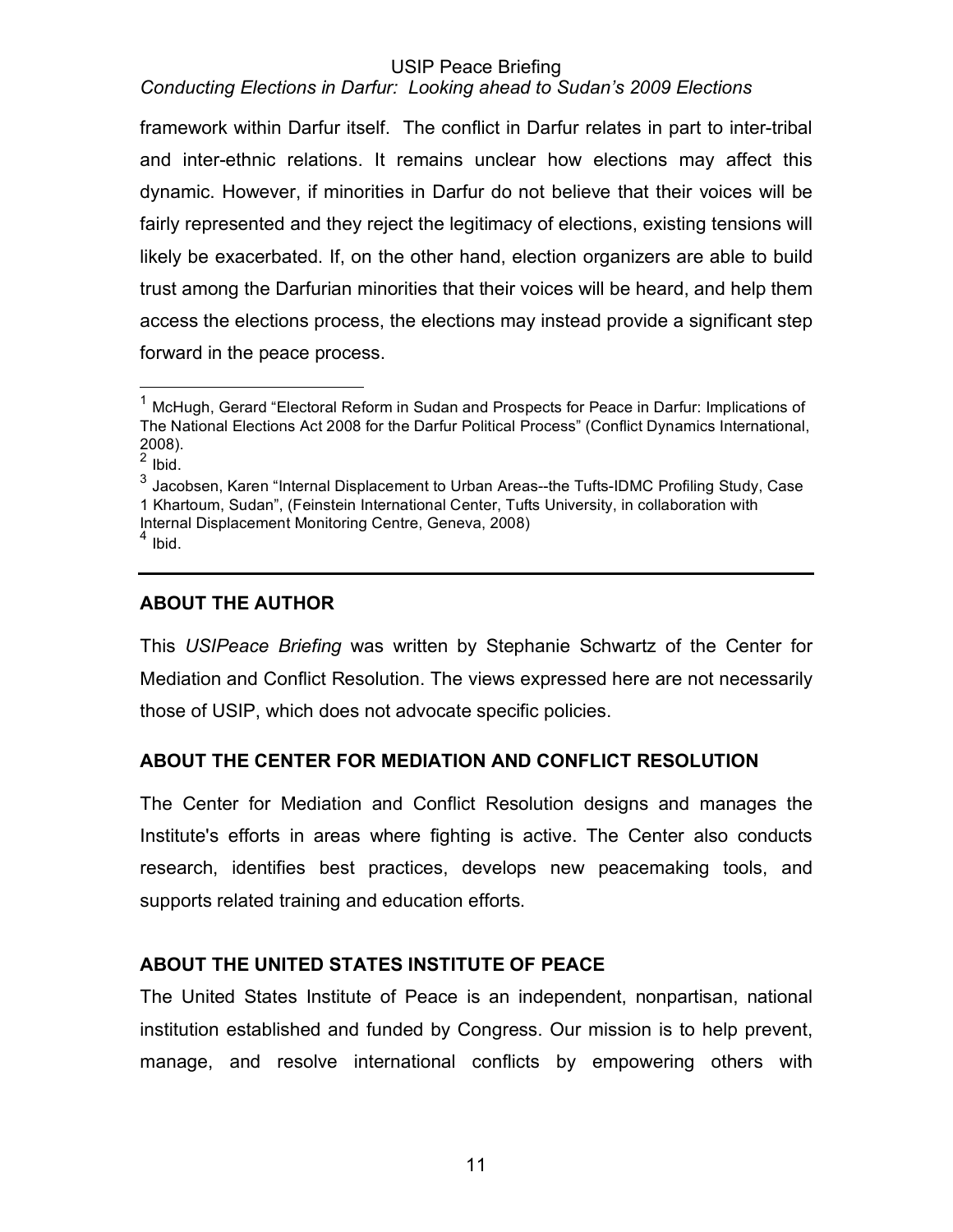framework within Darfur itself. The conflict in Darfur relates in part to inter-tribal and inter-ethnic relations. It remains unclear how elections may affect this dynamic. However, if minorities in Darfur do not believe that their voices will be fairly represented and they reject the legitimacy of elections, existing tensions will likely be exacerbated. If, on the other hand, election organizers are able to build trust among the Darfurian minorities that their voices will be heard, and help them access the elections process, the elections may instead provide a significant step forward in the peace process.

[1] McHugh, Gerard "Electoral Reform in Sudan and Prospects for Peace in Darfur: Implications of The National Elections Act 2008 for the Darfur Political Process" (Conflict Dynamics International, 2008).

[2] Ibid.

[3] Jacobsen, Karen "Internal Displacement to Urban Areas--the Tufts-IDMC Profiling Study, Case 1 Khartoum, Sudan", (Feinstein International Center, Tufts University, in collaboration with Internal Displacement Monitoring Centre, Geneva, 2008)

[4] Ibid.

---

### ABOUT THE AUTHOR

This *USIPeace Briefing* was written by Stephanie Schwartz of the Center for Mediation and Conflict Resolution. The views expressed here are not necessarily those of USIP, which does not advocate specific policies.

### ABOUT THE CENTER FOR MEDIATION AND CONFLICT RESOLUTION

The Center for Mediation and Conflict Resolution designs and manages the Institute's efforts in areas where fighting is active. The Center also conducts research, identifies best practices, develops new peacemaking tools, and supports related training and education efforts.

### ABOUT THE UNITED STATES INSTITUTE OF PEACE

The United States Institute of Peace is an independent, nonpartisan, national institution established and funded by Congress. Our mission is to help prevent, manage, and resolve international conflicts by empowering others with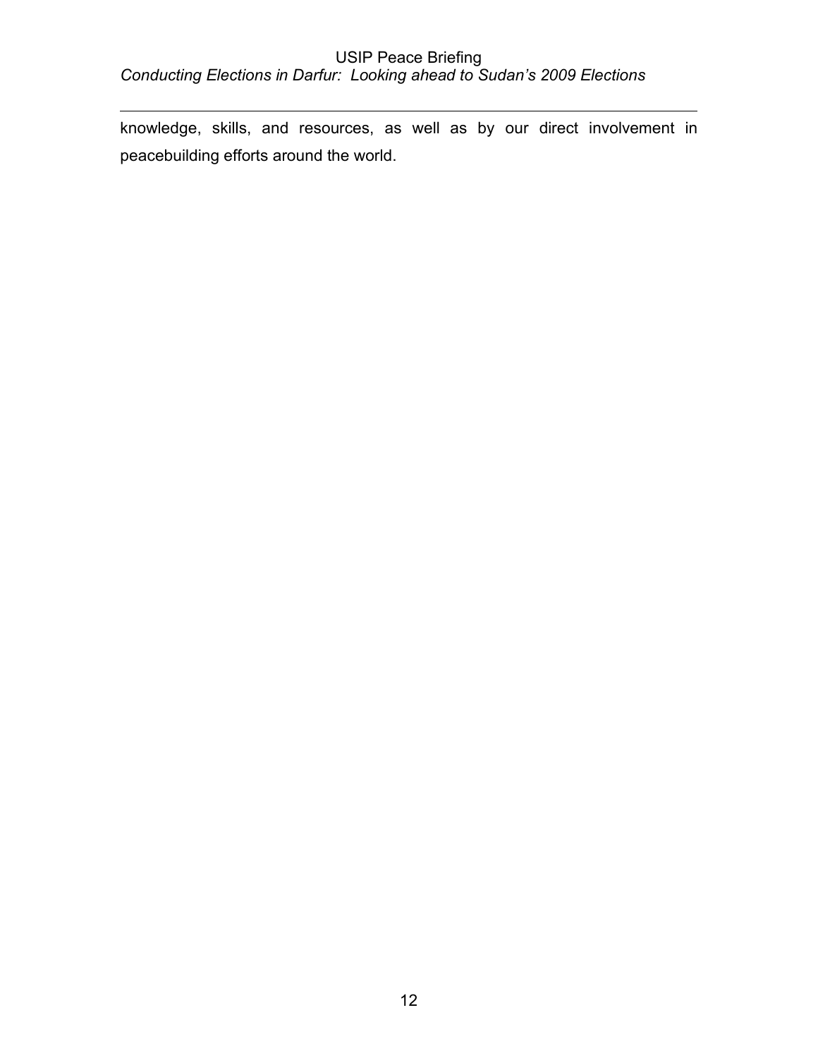knowledge, skills, and resources, as well as by our direct involvement in peacebuilding efforts around the world.